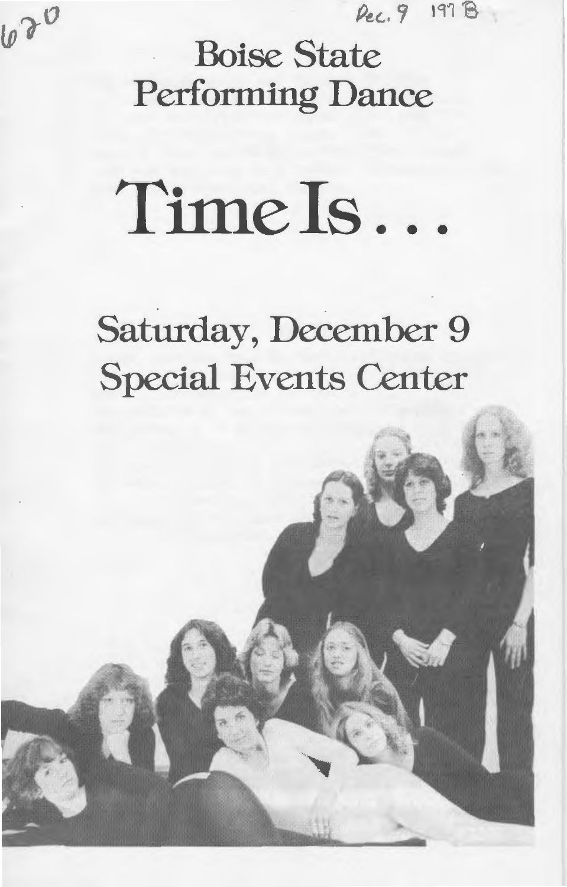620

Dec. 9 1978

# Boise State Performing Dance

# Time Is . . .

## Saturday, December 9
## Special Events Center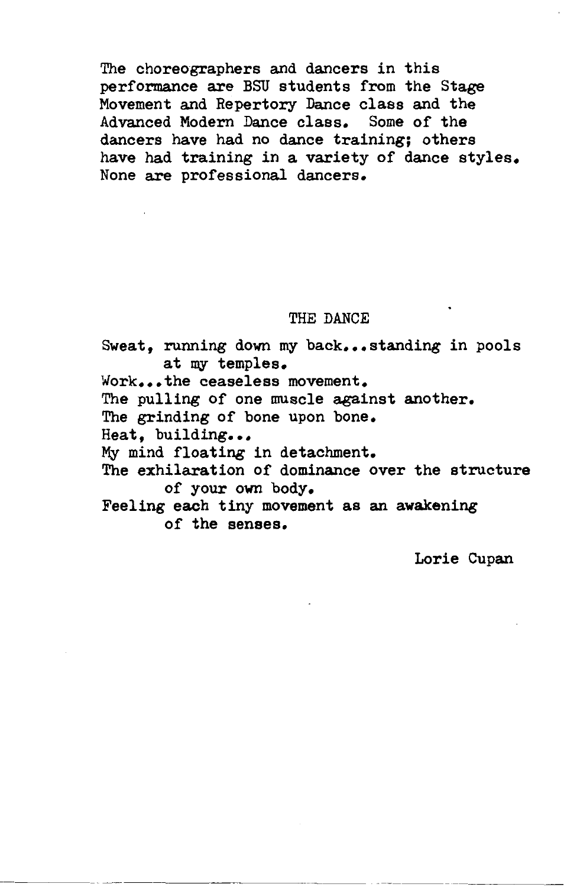The choreographers and dancers in this performance are BSU students from the Stage Movement and Repertory Dance class and the Advanced Modern Dance class. Some of the dancers have had no dance training; others have had training in a variety of dance styles. None are professional dancers.

## THE DANCE

Sweat, running down my back...standing in pools
at my temples.
Work...the ceaseless movement.
The pulling of one muscle against another.
The grinding of bone upon bone.
Heat, building...
My mind floating in detachment.
The exhilaration of dominance over the structure
of your own body.
Feeling each tiny movement as an awakening
of the senses.

Lorie Cupan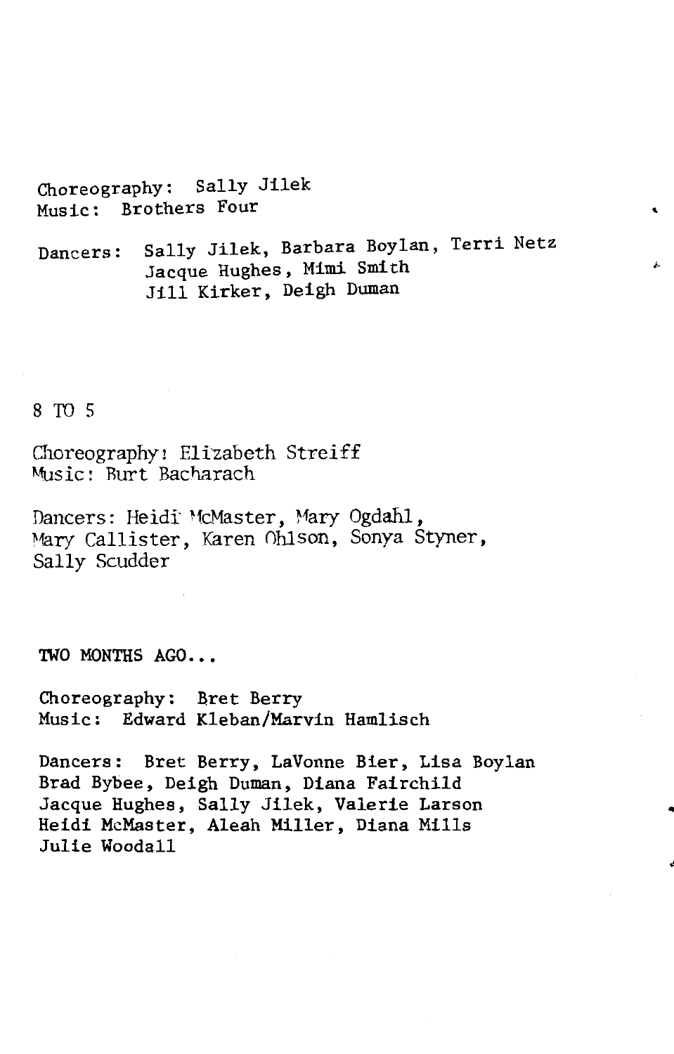Choreography: Sally Jilek
Music: Brothers Four

Dancers: Sally Jilek, Barbara Boylan, Terri Netz
Jacque Hughes, Mimi Smith
Jill Kirker, Deigh Duman

## 8 TO 5

Choreography: Elizabeth Streiff
Music: Burt Bacharach

Dancers: Heidi McMaster, Mary Ogdahl,
Mary Callister, Karen Ohlson, Sonya Styner,
Sally Scudder

## TWO MONTHS AGO...

Choreography: Bret Berry
Music: Edward Kleban/Marvin Hamlisch

Dancers: Bret Berry, LaVonne Bier, Lisa Boylan
Brad Bybee, Deigh Duman, Diana Fairchild
Jacque Hughes, Sally Jilek, Valerie Larson
Heidi McMaster, Aleah Miller, Diana Mills
Julie Woodall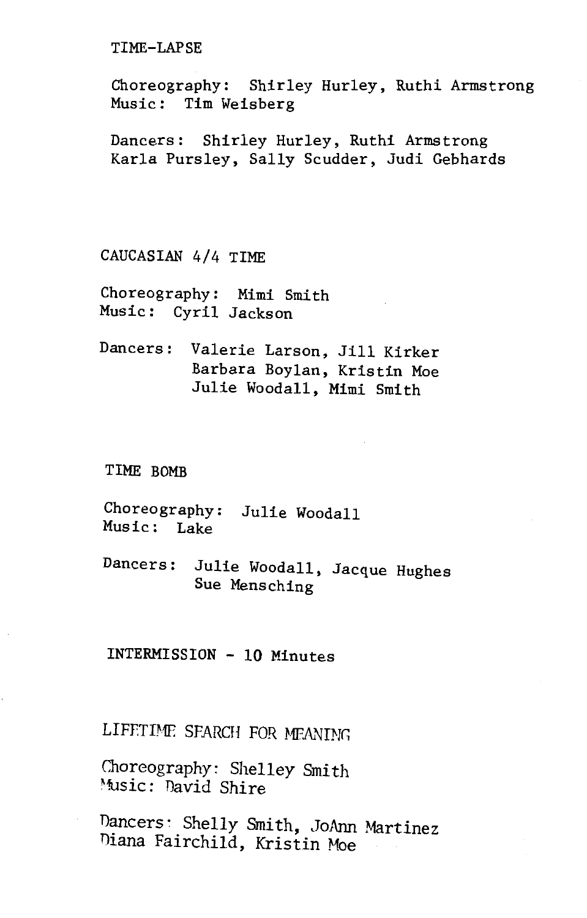## TIME-LAPSE

Choreography: Shirley Hurley, Ruthi Armstrong
Music: Tim Weisberg

Dancers: Shirley Hurley, Ruthi Armstrong
Karla Pursley, Sally Scudder, Judi Gebhards

## CAUCASIAN 4/4 TIME

Choreography: Mimi Smith
Music: Cyril Jackson

Dancers: Valerie Larson, Jill Kirker
Barbara Boylan, Kristin Moe
Julie Woodall, Mimi Smith

## TIME BOMB

Choreography: Julie Woodall
Music: Lake

Dancers: Julie Woodall, Jacque Hughes
Sue Mensching

INTERMISSION - 10 Minutes

## LIFETIME SEARCH FOR MEANING

Choreography: Shelley Smith
Music: David Shire

Dancers: Shelly Smith, JoAnn Martinez
Diana Fairchild, Kristin Moe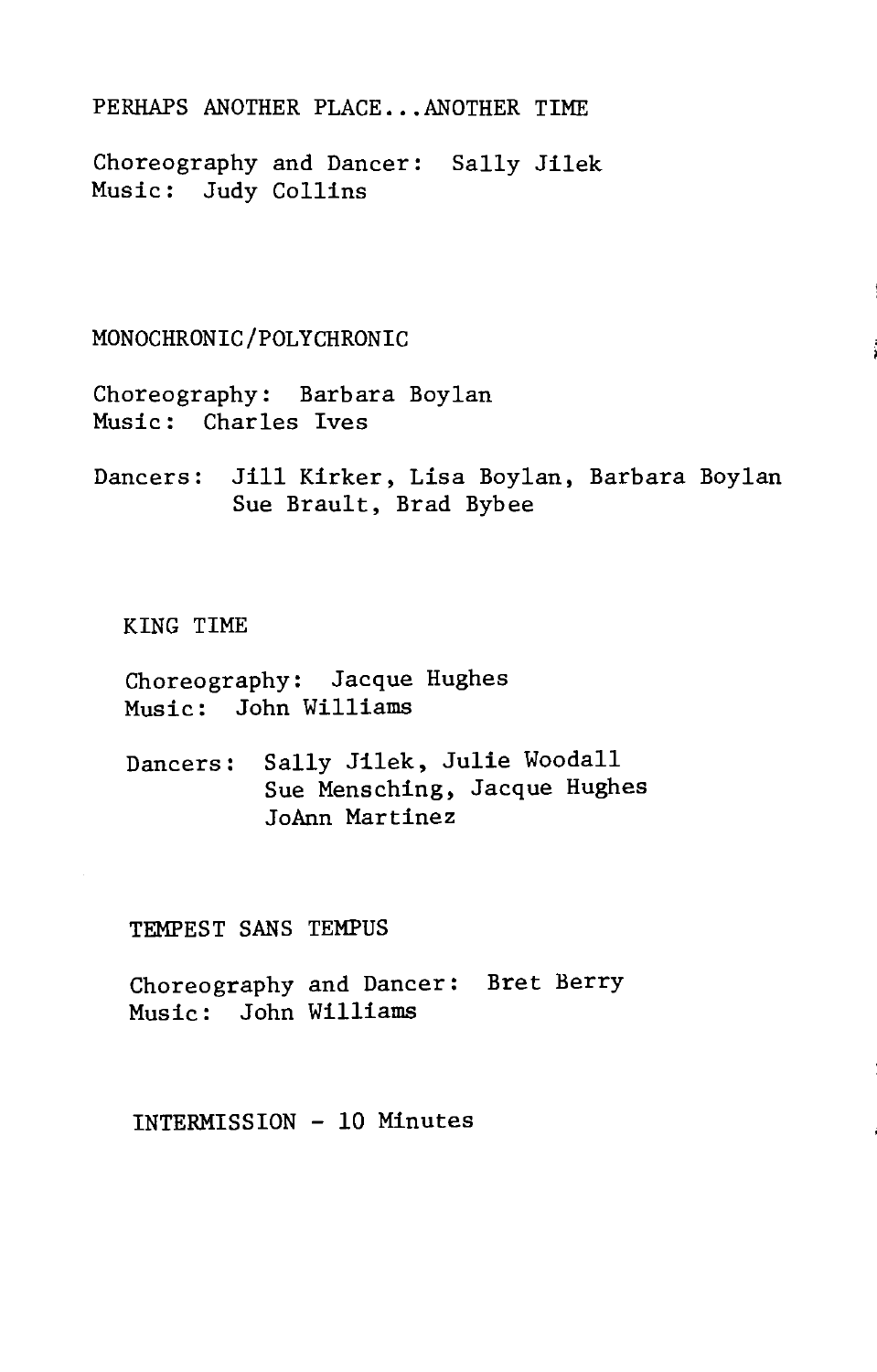## PERHAPS ANOTHER PLACE...ANOTHER TIME

Choreography and Dancer: Sally Jilek
Music: Judy Collins

## MONOCHRONIC/POLYCHRONIC

Choreography: Barbara Boylan
Music: Charles Ives

Dancers: Jill Kirker, Lisa Boylan, Barbara Boylan
Sue Brault, Brad Bybee

## KING TIME

Choreography: Jacque Hughes
Music: John Williams

Dancers: Sally Jilek, Julie Woodall
Sue Mensching, Jacque Hughes
JoAnn Martinez

## TEMPEST SANS TEMPUS

Choreography and Dancer: Bret Berry
Music: John Williams

INTERMISSION - 10 Minutes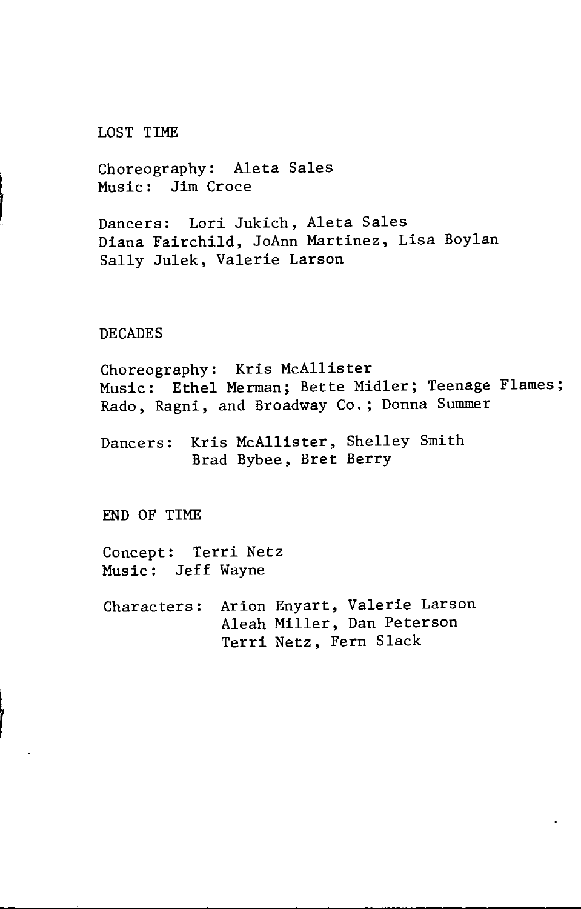## LOST TIME

Choreography: Aleta Sales
Music: Jim Croce

Dancers: Lori Jukich, Aleta Sales
Diana Fairchild, JoAnn Martinez, Lisa Boylan
Sally Julek, Valerie Larson

## DECADES

Choreography: Kris McAllister
Music: Ethel Merman; Bette Midler; Teenage Flames; Rado, Ragni, and Broadway Co.; Donna Summer

Dancers: Kris McAllister, Shelley Smith
Brad Bybee, Bret Berry

## END OF TIME

Concept: Terri Netz
Music: Jeff Wayne

Characters: Arion Enyart, Valerie Larson
Aleah Miller, Dan Peterson
Terri Netz, Fern Slack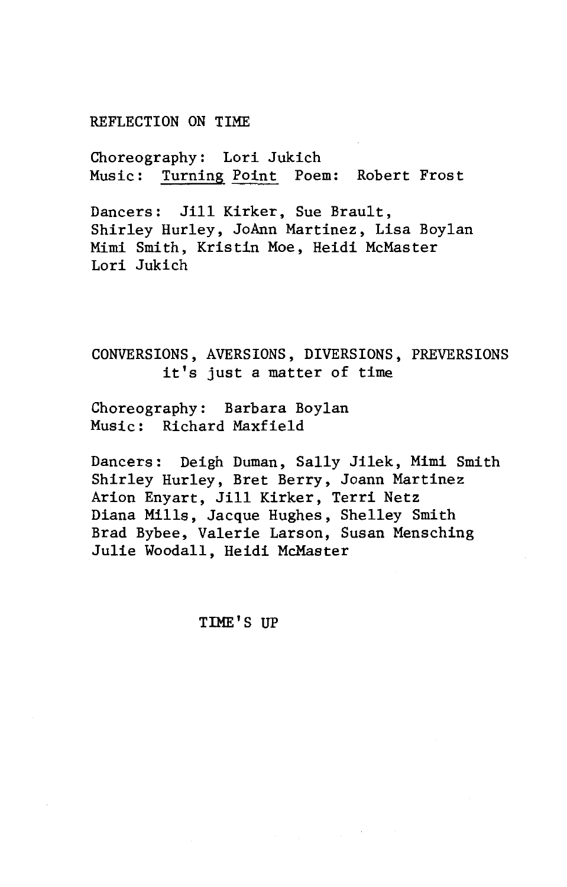## REFLECTION ON TIME

Choreography: Lori Jukich
Music: Turning Point Poem: Robert Frost

Dancers: Jill Kirker, Sue Brault,
Shirley Hurley, JoAnn Martinez, Lisa Boylan
Mimi Smith, Kristin Moe, Heidi McMaster
Lori Jukich

## CONVERSIONS, AVERSIONS, DIVERSIONS, PREVERSIONS
it's just a matter of time

Choreography: Barbara Boylan
Music: Richard Maxfield

Dancers: Deigh Duman, Sally Jilek, Mimi Smith
Shirley Hurley, Bret Berry, Joann Martinez
Arion Enyart, Jill Kirker, Terri Netz
Diana Mills, Jacque Hughes, Shelley Smith
Brad Bybee, Valerie Larson, Susan Mensching
Julie Woodall, Heidi McMaster

## TIME'S UP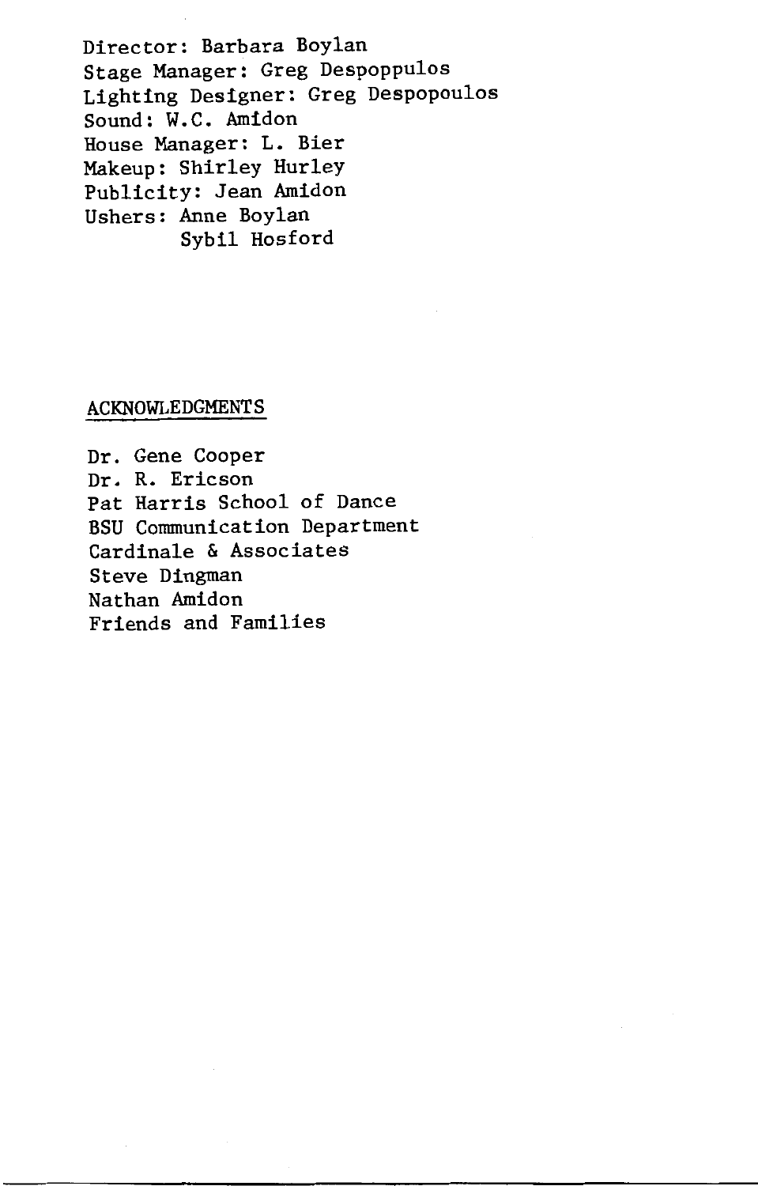Director: Barbara Boylan
Stage Manager: Greg Despoppulos
Lighting Designer: Greg Despopoulos
Sound: W.C. Amidon
House Manager: L. Bier
Makeup: Shirley Hurley
Publicity: Jean Amidon
Ushers: Anne Boylan
        Sybil Hosford

## ACKNOWLEDGMENTS

Dr. Gene Cooper
Dr. R. Ericson
Pat Harris School of Dance
BSU Communication Department
Cardinale & Associates
Steve Dingman
Nathan Amidon
Friends and Families